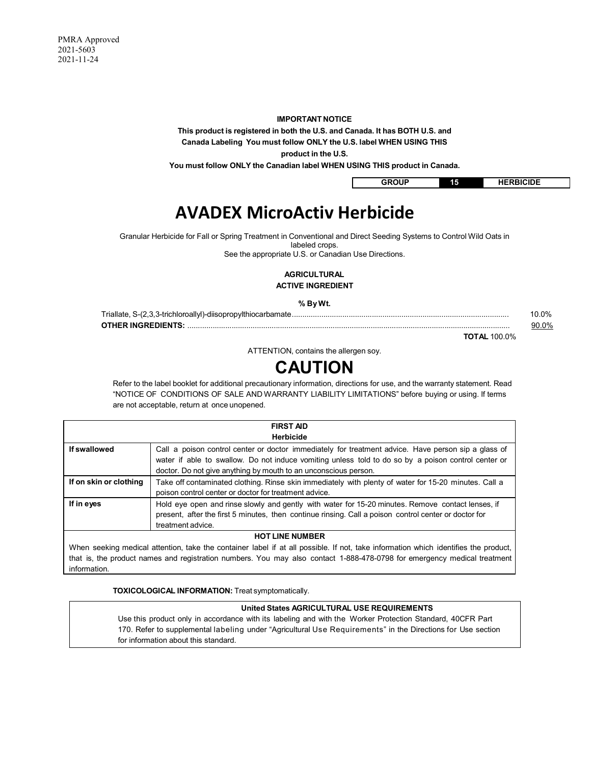PMRA Approved
2021-5603
2021-11-24

**IMPORTANT NOTICE**

**This product is registered in both the U.S. and Canada. It has BOTH U.S. and Canada Labeling You must follow ONLY the U.S. label WHEN USING THIS product in the U.S.**

**You must follow ONLY the Canadian label WHEN USING THIS product in Canada.**

| GROUP | 15 | HERBICIDE |
|---|---|---|

# AVADEX MicroActiv Herbicide

Granular Herbicide for Fall or Spring Treatment in Conventional and Direct Seeding Systems to Control Wild Oats in labeled crops.
See the appropriate U.S. or Canadian Use Directions.

**AGRICULTURAL**
**ACTIVE INGREDIENT**

| | **% By Wt.** |
|---|---|
| Triallate, S-(2,3,3-trichloroallyl)-diisopropylthiocarbamate | 10.0% |
| **OTHER INGREDIENTS:** | 90.0% |
| **TOTAL** | 100.0% |

ATTENTION, contains the allergen soy.

## CAUTION

Refer to the label booklet for additional precautionary information, directions for use, and the warranty statement. Read "NOTICE OF CONDITIONS OF SALE AND WARRANTY LIABILITY LIMITATIONS" before buying or using. If terms are not acceptable, return at once unopened.

| FIRST AID Herbicide | |
|---|---|
| **If swallowed** | Call a poison control center or doctor immediately for treatment advice. Have person sip a glass of water if able to swallow. Do not induce vomiting unless told to do so by a poison control center or doctor. Do not give anything by mouth to an unconscious person. |
| **If on skin or clothing** | Take off contaminated clothing. Rinse skin immediately with plenty of water for 15-20 minutes. Call a poison control center or doctor for treatment advice. |
| **If in eyes** | Hold eye open and rinse slowly and gently with water for 15-20 minutes. Remove contact lenses, if present, after the first 5 minutes, then continue rinsing. Call a poison control center or doctor for treatment advice. |
| **HOT LINE NUMBER** | |
| When seeking medical attention, take the container label if at all possible. If not, take information which identifies the product, that is, the product names and registration numbers. You may also contact 1-888-478-0798 for emergency medical treatment information. | |

**TOXICOLOGICAL INFORMATION:** Treat symptomatically.

**United States AGRICULTURAL USE REQUIREMENTS**

Use this product only in accordance with its labeling and with the Worker Protection Standard, 40CFR Part 170. Refer to supplemental labeling under "Agricultural Use Requirements" in the Directions for Use section for information about this standard.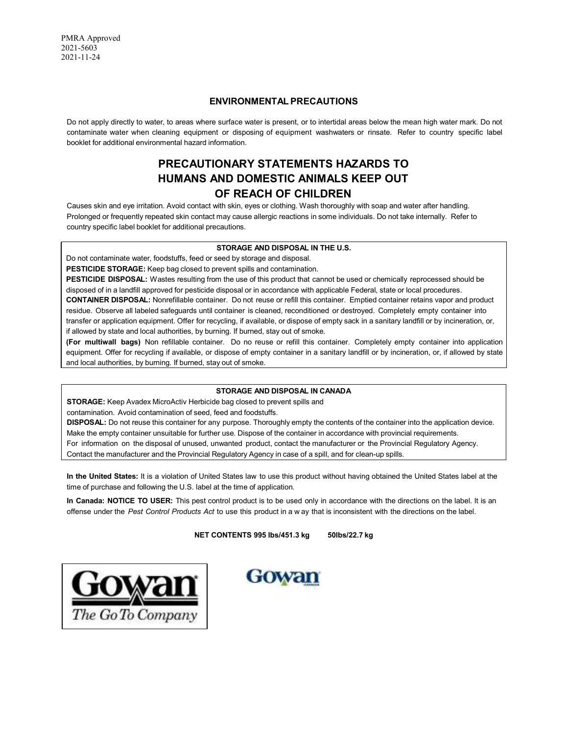PMRA Approved
2021-5603
2021-11-24

## ENVIRONMENTAL PRECAUTIONS

Do not apply directly to water, to areas where surface water is present, or to intertidal areas below the mean high water mark. Do not contaminate water when cleaning equipment or disposing of equipment washwaters or rinsate. Refer to country specific label booklet for additional environmental hazard information.

## PRECAUTIONARY STATEMENTS HAZARDS TO HUMANS AND DOMESTIC ANIMALS KEEP OUT OF REACH OF CHILDREN

Causes skin and eye irritation. Avoid contact with skin, eyes or clothing. Wash thoroughly with soap and water after handling. Prolonged or frequently repeated skin contact may cause allergic reactions in some individuals. Do not take internally. Refer to country specific label booklet for additional precautions.

### STORAGE AND DISPOSAL IN THE U.S.

Do not contaminate water, foodstuffs, feed or seed by storage and disposal.

**PESTICIDE STORAGE:** Keep bag closed to prevent spills and contamination.

**PESTICIDE DISPOSAL:** Wastes resulting from the use of this product that cannot be used or chemically reprocessed should be disposed of in a landfill approved for pesticide disposal or in accordance with applicable Federal, state or local procedures.

**CONTAINER DISPOSAL:** Nonrefillable container. Do not reuse or refill this container. Emptied container retains vapor and product residue. Observe all labeled safeguards until container is cleaned, reconditioned or destroyed. Completely empty container into transfer or application equipment. Offer for recycling, if available, or dispose of empty sack in a sanitary landfill or by incineration, or, if allowed by state and local authorities, by burning. If burned, stay out of smoke.

**(For multiwall bags)** Non refillable container. Do no reuse or refill this container. Completely empty container into application equipment. Offer for recycling if available, or dispose of empty container in a sanitary landfill or by incineration, or, if allowed by state and local authorities, by burning. If burned, stay out of smoke.

### STORAGE AND DISPOSAL IN CANADA

**STORAGE:** Keep Avadex MicroActiv Herbicide bag closed to prevent spills and contamination. Avoid contamination of seed, feed and foodstuffs.

**DISPOSAL:** Do not reuse this container for any purpose. Thoroughly empty the contents of the container into the application device. Make the empty container unsuitable for further use. Dispose of the container in accordance with provincial requirements.

For information on the disposal of unused, unwanted product, contact the manufacturer or the Provincial Regulatory Agency. Contact the manufacturer and the Provincial Regulatory Agency in case of a spill, and for clean-up spills.

**In the United States:** It is a violation of United States law to use this product without having obtained the United States label at the time of purchase and following the U.S. label at the time of application.

**In Canada: NOTICE TO USER:** This pest control product is to be used only in accordance with the directions on the label. It is an offense under the *Pest Control Products Act* to use this product in a w ay that is inconsistent with the directions on the label.

**NET CONTENTS 995 lbs/451.3 kg 50lbs/22.7 kg**

Gowan
*The Go To Company*

Gowan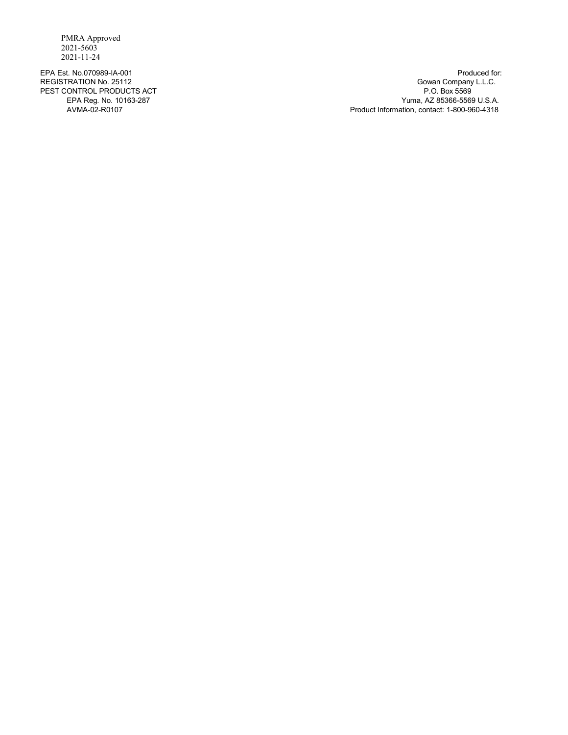PMRA Approved
2021-5603
2021-11-24

EPA Est. No.070989-IA-001
REGISTRATION No. 25112
PEST CONTROL PRODUCTS ACT
EPA Reg. No. 10163-287
AVMA-02-R0107

Produced for:
Gowan Company L.L.C.
P.O. Box 5569
Yuma, AZ 85366-5569 U.S.A.
Product Information, contact: 1-800-960-4318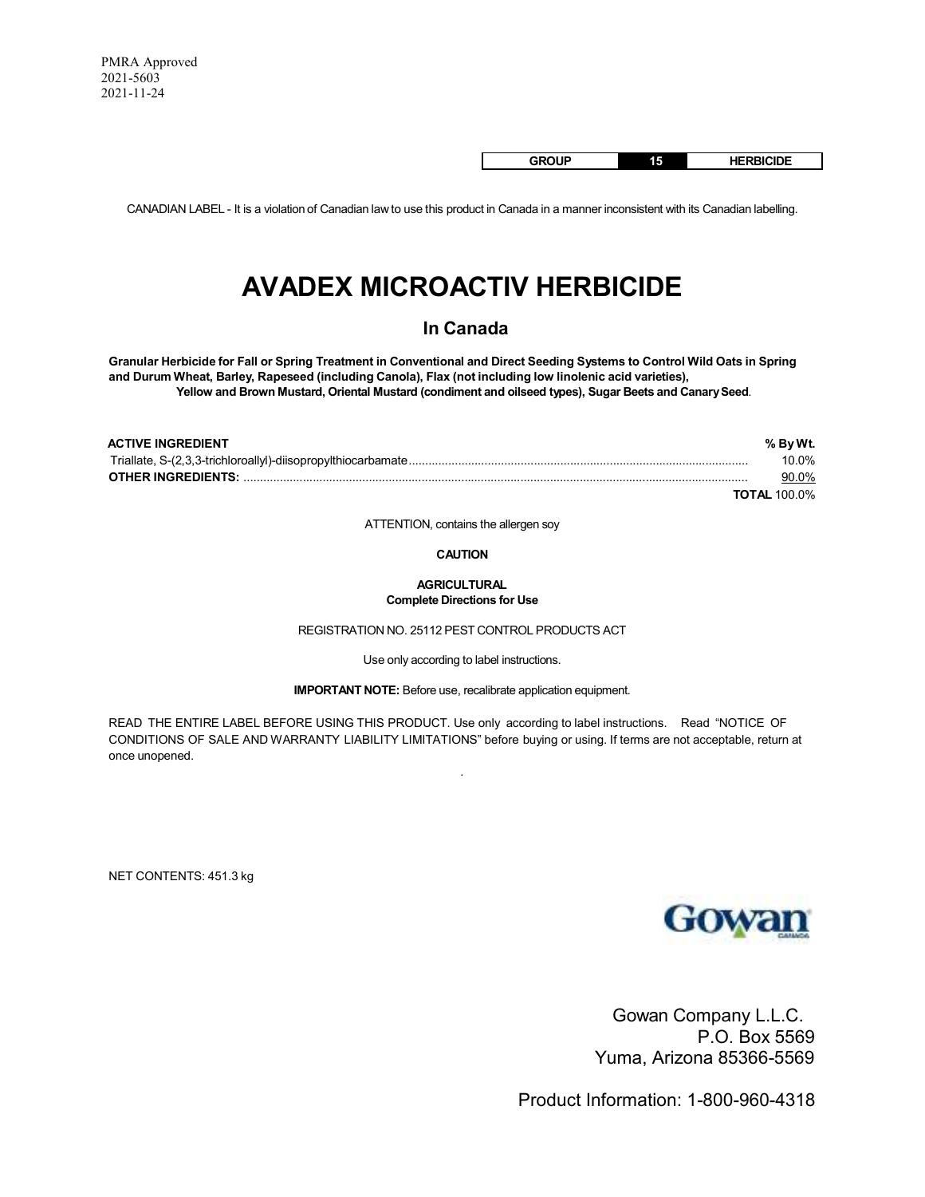PMRA Approved
2021-5603
2021-11-24

| GROUP | 15 | HERBICIDE |
| --- | --- | --- |

CANADIAN LABEL - It is a violation of Canadian law to use this product in Canada in a manner inconsistent with its Canadian labelling.

# AVADEX MICROACTIV HERBICIDE

## In Canada

**Granular Herbicide for Fall or Spring Treatment in Conventional and Direct Seeding Systems to Control Wild Oats in Spring and Durum Wheat, Barley, Rapeseed (including Canola), Flax (not including low linolenic acid varieties), Yellow and Brown Mustard, Oriental Mustard (condiment and oilseed types), Sugar Beets and Canary Seed**.

| **ACTIVE INGREDIENT** | **% By Wt.** |
| --- | --- |
| Triallate, S-(2,3,3-trichloroallyl)-diisopropylthiocarbamate | 10.0% |
| **OTHER INGREDIENTS:** | 90.0% |
| | **TOTAL** 100.0% |

ATTENTION, contains the allergen soy

**CAUTION**

**AGRICULTURAL**
**Complete Directions for Use**

REGISTRATION NO. 25112 PEST CONTROL PRODUCTS ACT

Use only according to label instructions.

**IMPORTANT NOTE:** Before use, recalibrate application equipment.

READ THE ENTIRE LABEL BEFORE USING THIS PRODUCT. Use only according to label instructions. Read "NOTICE OF CONDITIONS OF SALE AND WARRANTY LIABILITY LIMITATIONS" before buying or using. If terms are not acceptable, return at once unopened.

NET CONTENTS: 451.3 kg

Gowan Company L.L.C.
P.O. Box 5569
Yuma, Arizona 85366-5569

Product Information: 1-800-960-4318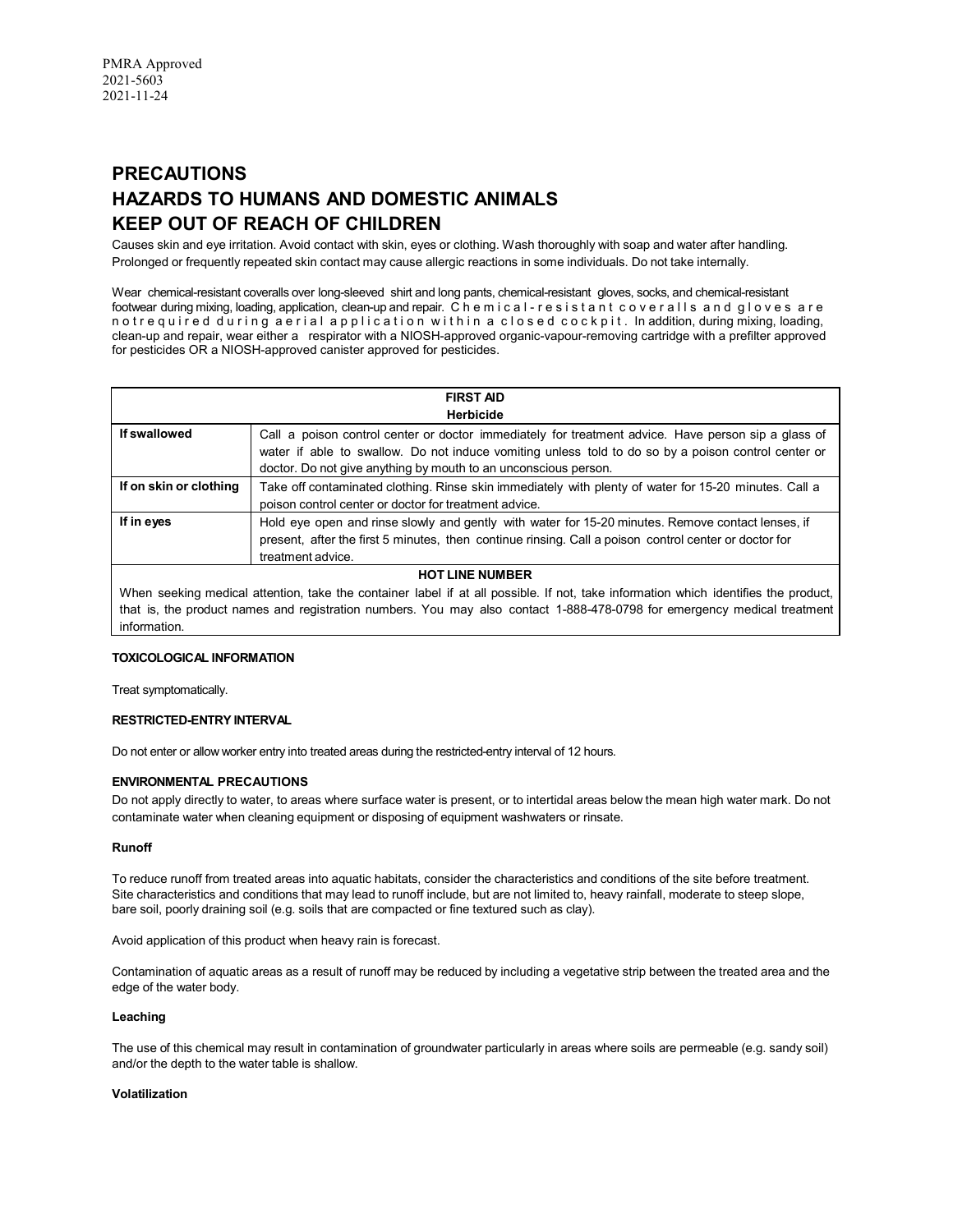PMRA Approved
2021-5603
2021-11-24

# PRECAUTIONS
# HAZARDS TO HUMANS AND DOMESTIC ANIMALS
# KEEP OUT OF REACH OF CHILDREN

Causes skin and eye irritation. Avoid contact with skin, eyes or clothing. Wash thoroughly with soap and water after handling. Prolonged or frequently repeated skin contact may cause allergic reactions in some individuals. Do not take internally.

Wear chemical-resistant coveralls over long-sleeved shirt and long pants, chemical-resistant gloves, socks, and chemical-resistant footwear during mixing, loading, application, clean-up and repair. Chemical-resistant coveralls and gloves are not required during aerial application within a closed cockpit. In addition, during mixing, loading, clean-up and repair, wear either a respirator with a NIOSH-approved organic-vapour-removing cartridge with a prefilter approved for pesticides OR a NIOSH-approved canister approved for pesticides.

| FIRST AID<br>Herbicide | |
|---|---|
| **If swallowed** | Call a poison control center or doctor immediately for treatment advice. Have person sip a glass of water if able to swallow. Do not induce vomiting unless told to do so by a poison control center or doctor. Do not give anything by mouth to an unconscious person. |
| **If on skin or clothing** | Take off contaminated clothing. Rinse skin immediately with plenty of water for 15-20 minutes. Call a poison control center or doctor for treatment advice. |
| **If in eyes** | Hold eye open and rinse slowly and gently with water for 15-20 minutes. Remove contact lenses, if present, after the first 5 minutes, then continue rinsing. Call a poison control center or doctor for treatment advice. |
| **HOT LINE NUMBER** | |
| When seeking medical attention, take the container label if at all possible. If not, take information which identifies the product, that is, the product names and registration numbers. You may also contact 1-888-478-0798 for emergency medical treatment information. | |

**TOXICOLOGICAL INFORMATION**

Treat symptomatically.

**RESTRICTED-ENTRY INTERVAL**

Do not enter or allow worker entry into treated areas during the restricted-entry interval of 12 hours.

**ENVIRONMENTAL PRECAUTIONS**

Do not apply directly to water, to areas where surface water is present, or to intertidal areas below the mean high water mark. Do not contaminate water when cleaning equipment or disposing of equipment washwaters or rinsate.

**Runoff**

To reduce runoff from treated areas into aquatic habitats, consider the characteristics and conditions of the site before treatment. Site characteristics and conditions that may lead to runoff include, but are not limited to, heavy rainfall, moderate to steep slope, bare soil, poorly draining soil (e.g. soils that are compacted or fine textured such as clay).

Avoid application of this product when heavy rain is forecast.

Contamination of aquatic areas as a result of runoff may be reduced by including a vegetative strip between the treated area and the edge of the water body.

**Leaching**

The use of this chemical may result in contamination of groundwater particularly in areas where soils are permeable (e.g. sandy soil) and/or the depth to the water table is shallow.

**Volatilization**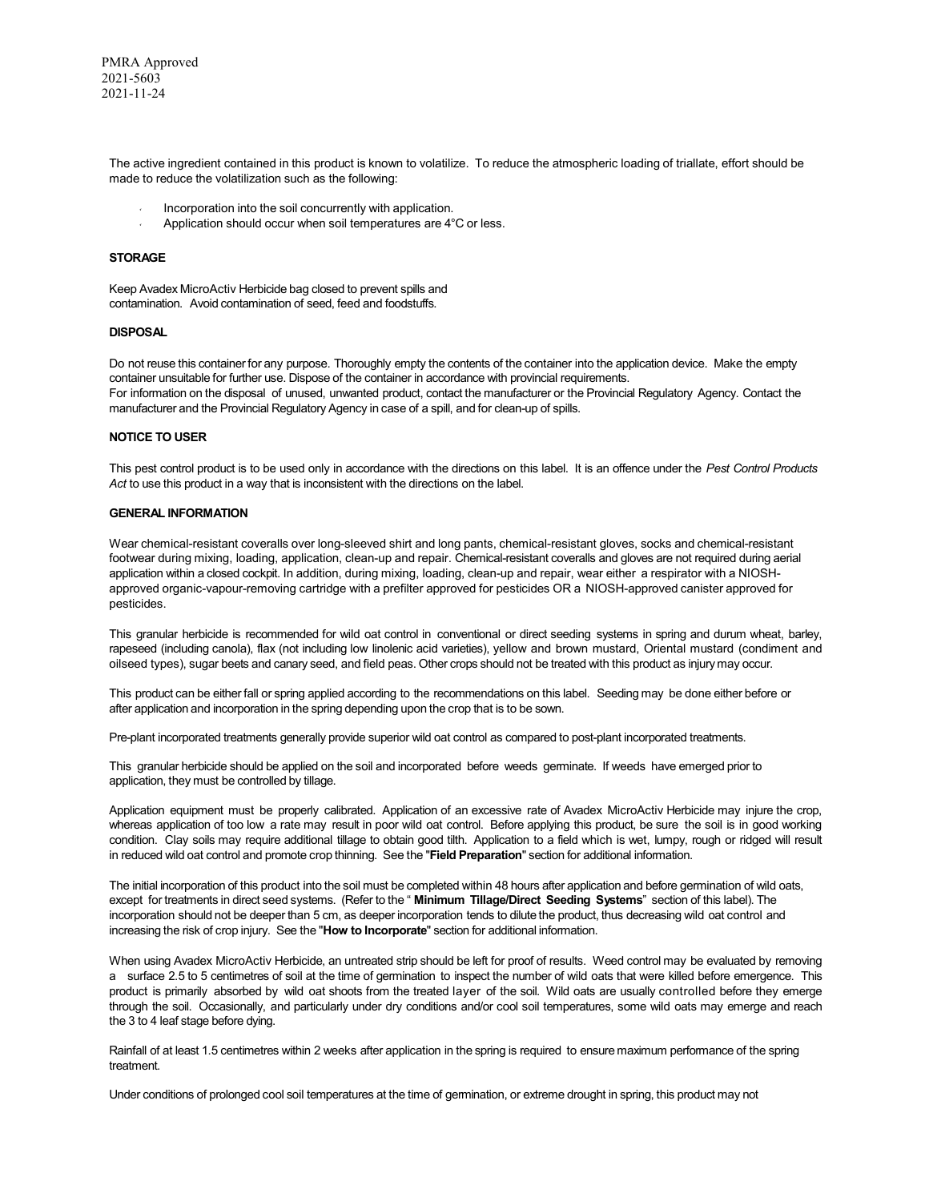PMRA Approved
2021-5603
2021-11-24

The active ingredient contained in this product is known to volatilize. To reduce the atmospheric loading of triallate, effort should be made to reduce the volatilization such as the following:

- Incorporation into the soil concurrently with application.
- Application should occur when soil temperatures are 4°C or less.

**STORAGE**

Keep Avadex MicroActiv Herbicide bag closed to prevent spills and contamination. Avoid contamination of seed, feed and foodstuffs.

**DISPOSAL**

Do not reuse this container for any purpose. Thoroughly empty the contents of the container into the application device. Make the empty container unsuitable for further use. Dispose of the container in accordance with provincial requirements.
For information on the disposal of unused, unwanted product, contact the manufacturer or the Provincial Regulatory Agency. Contact the manufacturer and the Provincial Regulatory Agency in case of a spill, and for clean-up of spills.

**NOTICE TO USER**

This pest control product is to be used only in accordance with the directions on this label. It is an offence under the *Pest Control Products Act* to use this product in a way that is inconsistent with the directions on the label.

**GENERAL INFORMATION**

Wear chemical-resistant coveralls over long-sleeved shirt and long pants, chemical-resistant gloves, socks and chemical-resistant footwear during mixing, loading, application, clean-up and repair. Chemical-resistant coveralls and gloves are not required during aerial application within a closed cockpit. In addition, during mixing, loading, clean-up and repair, wear either a respirator with a NIOSH-approved organic-vapour-removing cartridge with a prefilter approved for pesticides OR a NIOSH-approved canister approved for pesticides.

This granular herbicide is recommended for wild oat control in conventional or direct seeding systems in spring and durum wheat, barley, rapeseed (including canola), flax (not including low linolenic acid varieties), yellow and brown mustard, Oriental mustard (condiment and oilseed types), sugar beets and canary seed, and field peas. Other crops should not be treated with this product as injury may occur.

This product can be either fall or spring applied according to the recommendations on this label. Seeding may be done either before or after application and incorporation in the spring depending upon the crop that is to be sown.

Pre-plant incorporated treatments generally provide superior wild oat control as compared to post-plant incorporated treatments.

This granular herbicide should be applied on the soil and incorporated before weeds germinate. If weeds have emerged prior to application, they must be controlled by tillage.

Application equipment must be properly calibrated. Application of an excessive rate of Avadex MicroActiv Herbicide may injure the crop, whereas application of too low a rate may result in poor wild oat control. Before applying this product, be sure the soil is in good working condition. Clay soils may require additional tillage to obtain good tilth. Application to a field which is wet, lumpy, rough or ridged will result in reduced wild oat control and promote crop thinning. See the "**Field Preparation**" section for additional information.

The initial incorporation of this product into the soil must be completed within 48 hours after application and before germination of wild oats, except for treatments in direct seed systems. (Refer to the " **Minimum Tillage/Direct Seeding Systems**" section of this label). The incorporation should not be deeper than 5 cm, as deeper incorporation tends to dilute the product, thus decreasing wild oat control and increasing the risk of crop injury. See the "**How to Incorporate**" section for additional information.

When using Avadex MicroActiv Herbicide, an untreated strip should be left for proof of results. Weed control may be evaluated by removing a surface 2.5 to 5 centimetres of soil at the time of germination to inspect the number of wild oats that were killed before emergence. This product is primarily absorbed by wild oat shoots from the treated layer of the soil. Wild oats are usually controlled before they emerge through the soil. Occasionally, and particularly under dry conditions and/or cool soil temperatures, some wild oats may emerge and reach the 3 to 4 leaf stage before dying.

Rainfall of at least 1.5 centimetres within 2 weeks after application in the spring is required to ensure maximum performance of the spring treatment.

Under conditions of prolonged cool soil temperatures at the time of germination, or extreme drought in spring, this product may not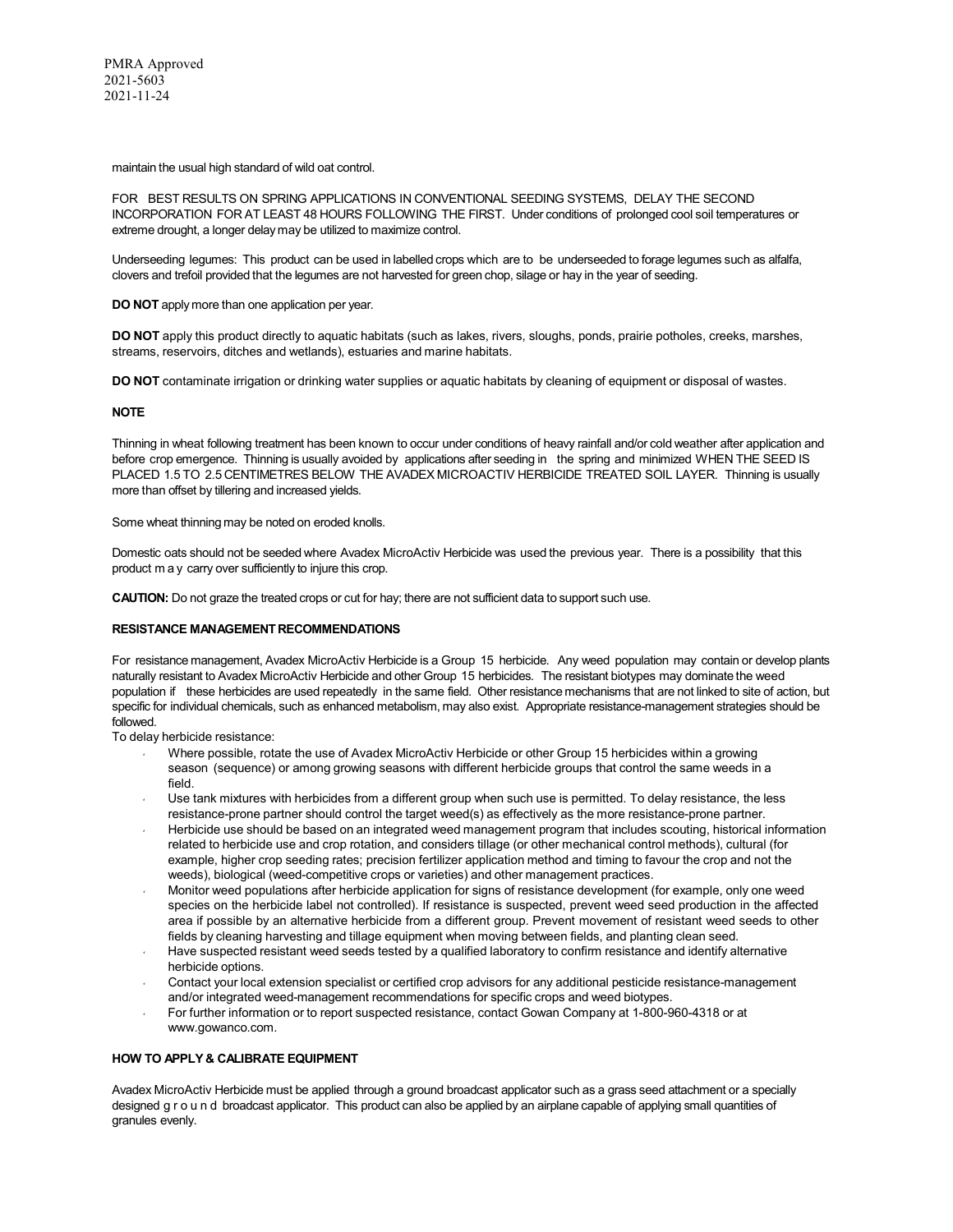maintain the usual high standard of wild oat control.

FOR BEST RESULTS ON SPRING APPLICATIONS IN CONVENTIONAL SEEDING SYSTEMS, DELAY THE SECOND INCORPORATION FOR AT LEAST 48 HOURS FOLLOWING THE FIRST. Under conditions of prolonged cool soil temperatures or extreme drought, a longer delay may be utilized to maximize control.

Underseeding legumes: This product can be used in labelled crops which are to be underseeded to forage legumes such as alfalfa, clovers and trefoil provided that the legumes are not harvested for green chop, silage or hay in the year of seeding.

**DO NOT** apply more than one application per year.

**DO NOT** apply this product directly to aquatic habitats (such as lakes, rivers, sloughs, ponds, prairie potholes, creeks, marshes, streams, reservoirs, ditches and wetlands), estuaries and marine habitats.

**DO NOT** contaminate irrigation or drinking water supplies or aquatic habitats by cleaning of equipment or disposal of wastes.

**NOTE**

Thinning in wheat following treatment has been known to occur under conditions of heavy rainfall and/or cold weather after application and before crop emergence. Thinning is usually avoided by applications after seeding in the spring and minimized WHEN THE SEED IS PLACED 1.5 TO 2.5 CENTIMETRES BELOW THE AVADEX MICROACTIV HERBICIDE TREATED SOIL LAYER. Thinning is usually more than offset by tillering and increased yields.

Some wheat thinning may be noted on eroded knolls.

Domestic oats should not be seeded where Avadex MicroActiv Herbicide was used the previous year. There is a possibility that this product may carry over sufficiently to injure this crop.

**CAUTION:** Do not graze the treated crops or cut for hay; there are not sufficient data to support such use.

**RESISTANCE MANAGEMENT RECOMMENDATIONS**

For resistance management, Avadex MicroActiv Herbicide is a Group 15 herbicide. Any weed population may contain or develop plants naturally resistant to Avadex MicroActiv Herbicide and other Group 15 herbicides. The resistant biotypes may dominate the weed population if these herbicides are used repeatedly in the same field. Other resistance mechanisms that are not linked to site of action, but specific for individual chemicals, such as enhanced metabolism, may also exist. Appropriate resistance-management strategies should be followed.

To delay herbicide resistance:

- Where possible, rotate the use of Avadex MicroActiv Herbicide or other Group 15 herbicides within a growing season (sequence) or among growing seasons with different herbicide groups that control the same weeds in a field.
- Use tank mixtures with herbicides from a different group when such use is permitted. To delay resistance, the less resistance-prone partner should control the target weed(s) as effectively as the more resistance-prone partner.
- Herbicide use should be based on an integrated weed management program that includes scouting, historical information related to herbicide use and crop rotation, and considers tillage (or other mechanical control methods), cultural (for example, higher crop seeding rates; precision fertilizer application method and timing to favour the crop and not the weeds), biological (weed-competitive crops or varieties) and other management practices.
- Monitor weed populations after herbicide application for signs of resistance development (for example, only one weed species on the herbicide label not controlled). If resistance is suspected, prevent weed seed production in the affected area if possible by an alternative herbicide from a different group. Prevent movement of resistant weed seeds to other fields by cleaning harvesting and tillage equipment when moving between fields, and planting clean seed.
- Have suspected resistant weed seeds tested by a qualified laboratory to confirm resistance and identify alternative herbicide options.
- Contact your local extension specialist or certified crop advisors for any additional pesticide resistance-management and/or integrated weed-management recommendations for specific crops and weed biotypes.
- For further information or to report suspected resistance, contact Gowan Company at 1-800-960-4318 or at www.gowanco.com.

**HOW TO APPLY & CALIBRATE EQUIPMENT**

Avadex MicroActiv Herbicide must be applied through a ground broadcast applicator such as a grass seed attachment or a specially designed ground broadcast applicator. This product can also be applied by an airplane capable of applying small quantities of granules evenly.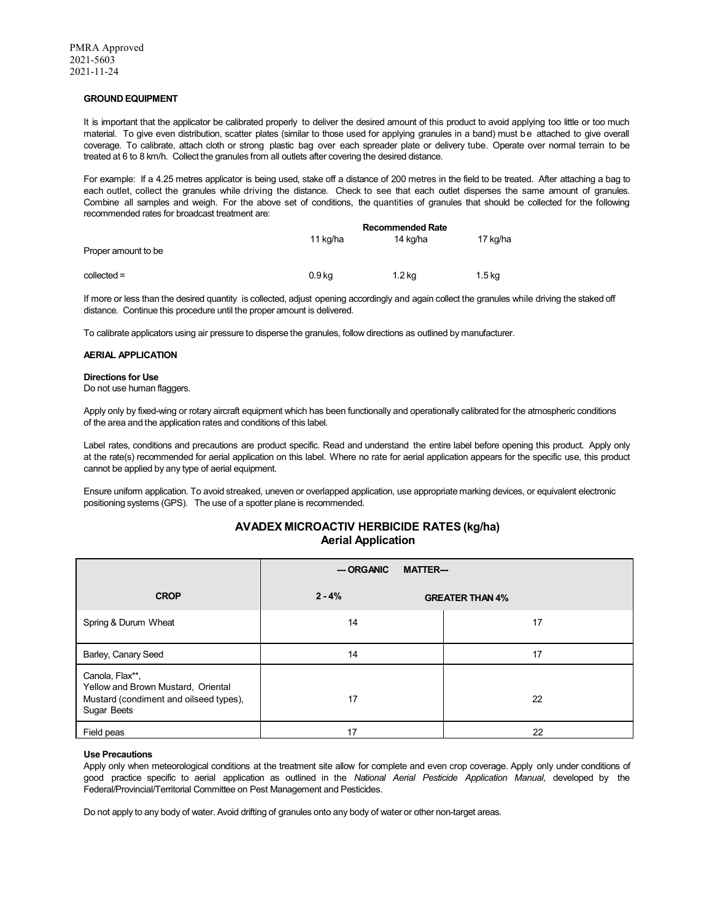PMRA Approved
2021-5603
2021-11-24

**GROUND EQUIPMENT**

It is important that the applicator be calibrated properly to deliver the desired amount of this product to avoid applying too little or too much material. To give even distribution, scatter plates (similar to those used for applying granules in a band) must be attached to give overall coverage. To calibrate, attach cloth or strong plastic bag over each spreader plate or delivery tube. Operate over normal terrain to be treated at 6 to 8 km/h. Collect the granules from all outlets after covering the desired distance.

For example: If a 4.25 metres applicator is being used, stake off a distance of 200 metres in the field to be treated. After attaching a bag to each outlet, collect the granules while driving the distance. Check to see that each outlet disperses the same amount of granules. Combine all samples and weigh. For the above set of conditions, the quantities of granules that should be collected for the following recommended rates for broadcast treatment are:

| | Recommended Rate | | |
|---|---|---|---|
| | 11 kg/ha | 14 kg/ha | 17 kg/ha |
| Proper amount to be collected = | 0.9 kg | 1.2 kg | 1.5 kg |

If more or less than the desired quantity is collected, adjust opening accordingly and again collect the granules while driving the staked off distance. Continue this procedure until the proper amount is delivered.

To calibrate applicators using air pressure to disperse the granules, follow directions as outlined by manufacturer.

**AERIAL APPLICATION**

**Directions for Use**
Do not use human flaggers.

Apply only by fixed-wing or rotary aircraft equipment which has been functionally and operationally calibrated for the atmospheric conditions of the area and the application rates and conditions of this label.

Label rates, conditions and precautions are product specific. Read and understand the entire label before opening this product. Apply only at the rate(s) recommended for aerial application on this label. Where no rate for aerial application appears for the specific use, this product cannot be applied by any type of aerial equipment.

Ensure uniform application. To avoid streaked, uneven or overlapped application, use appropriate marking devices, or equivalent electronic positioning systems (GPS). The use of a spotter plane is recommended.

**AVADEX MICROACTIV HERBICIDE RATES (kg/ha)**
**Aerial Application**

| | --- ORGANIC MATTER--- | |
|---|---|---|
| **CROP** | **2 - 4%** | **GREATER THAN 4%** |
| Spring & Durum Wheat | 14 | 17 |
| Barley, Canary Seed | 14 | 17 |
| Canola, Flax**, Yellow and Brown Mustard, Oriental Mustard (condiment and oilseed types), Sugar Beets | 17 | 22 |
| Field peas | 17 | 22 |

**Use Precautions**
Apply only when meteorological conditions at the treatment site allow for complete and even crop coverage. Apply only under conditions of good practice specific to aerial application as outlined in the *National Aerial Pesticide Application Manual*, developed by the Federal/Provincial/Territorial Committee on Pest Management and Pesticides.

Do not apply to any body of water. Avoid drifting of granules onto any body of water or other non-target areas.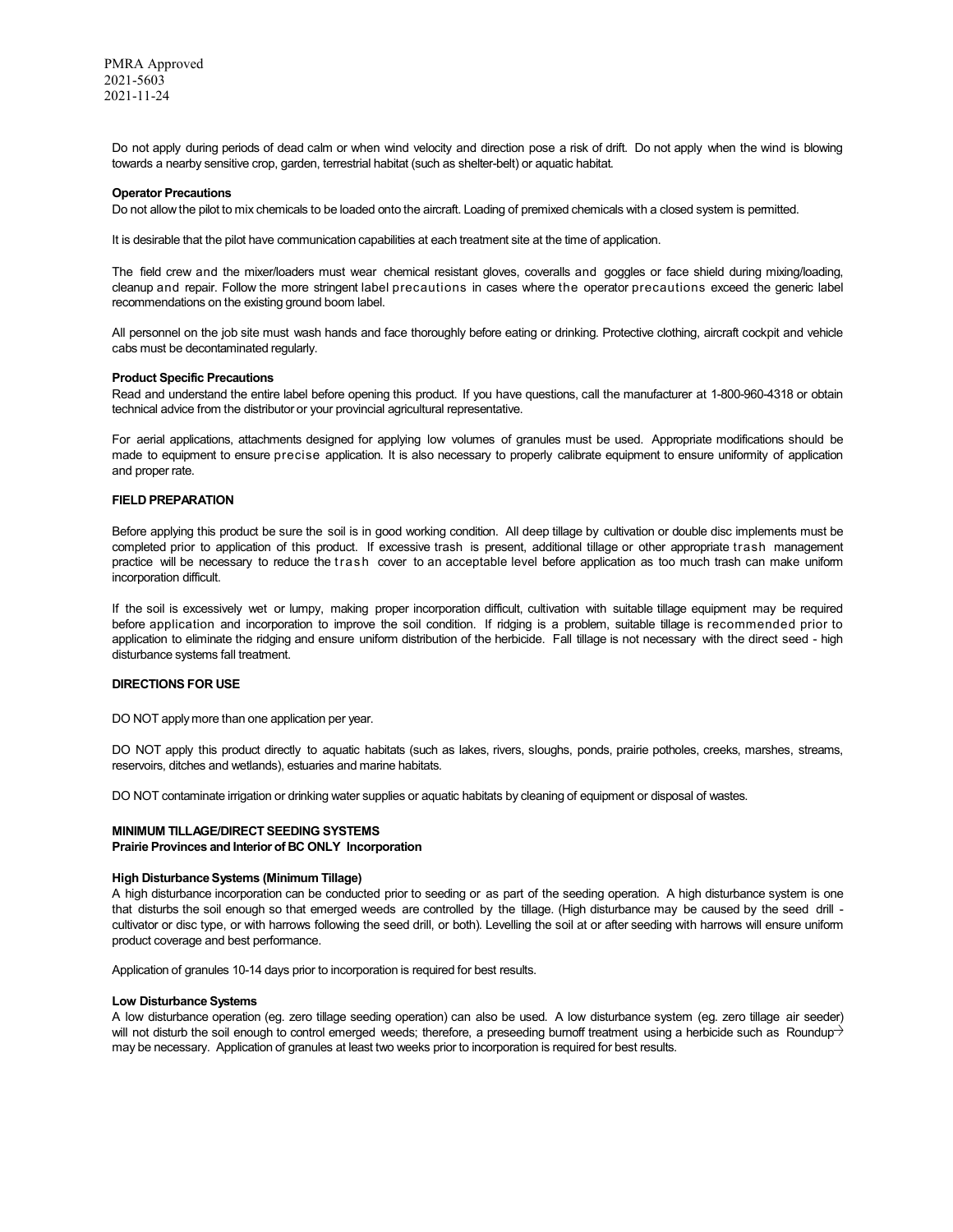Do not apply during periods of dead calm or when wind velocity and direction pose a risk of drift. Do not apply when the wind is blowing towards a nearby sensitive crop, garden, terrestrial habitat (such as shelter-belt) or aquatic habitat.

**Operator Precautions**

Do not allow the pilot to mix chemicals to be loaded onto the aircraft. Loading of premixed chemicals with a closed system is permitted.

It is desirable that the pilot have communication capabilities at each treatment site at the time of application.

The field crew and the mixer/loaders must wear chemical resistant gloves, coveralls and goggles or face shield during mixing/loading, cleanup and repair. Follow the more stringent label precautions in cases where the operator precautions exceed the generic label recommendations on the existing ground boom label.

All personnel on the job site must wash hands and face thoroughly before eating or drinking. Protective clothing, aircraft cockpit and vehicle cabs must be decontaminated regularly.

**Product Specific Precautions**

Read and understand the entire label before opening this product. If you have questions, call the manufacturer at 1-800-960-4318 or obtain technical advice from the distributor or your provincial agricultural representative.

For aerial applications, attachments designed for applying low volumes of granules must be used. Appropriate modifications should be made to equipment to ensure precise application. It is also necessary to properly calibrate equipment to ensure uniformity of application and proper rate.

**FIELD PREPARATION**

Before applying this product be sure the soil is in good working condition. All deep tillage by cultivation or double disc implements must be completed prior to application of this product. If excessive trash is present, additional tillage or other appropriate trash management practice will be necessary to reduce the trash cover to an acceptable level before application as too much trash can make uniform incorporation difficult.

If the soil is excessively wet or lumpy, making proper incorporation difficult, cultivation with suitable tillage equipment may be required before application and incorporation to improve the soil condition. If ridging is a problem, suitable tillage is recommended prior to application to eliminate the ridging and ensure uniform distribution of the herbicide. Fall tillage is not necessary with the direct seed - high disturbance systems fall treatment.

**DIRECTIONS FOR USE**

DO NOT apply more than one application per year.

DO NOT apply this product directly to aquatic habitats (such as lakes, rivers, sloughs, ponds, prairie potholes, creeks, marshes, streams, reservoirs, ditches and wetlands), estuaries and marine habitats.

DO NOT contaminate irrigation or drinking water supplies or aquatic habitats by cleaning of equipment or disposal of wastes.

**MINIMUM TILLAGE/DIRECT SEEDING SYSTEMS**
**Prairie Provinces and Interior of BC ONLY Incorporation**

**High Disturbance Systems (Minimum Tillage)**

A high disturbance incorporation can be conducted prior to seeding or as part of the seeding operation. A high disturbance system is one that disturbs the soil enough so that emerged weeds are controlled by the tillage. (High disturbance may be caused by the seed drill - cultivator or disc type, or with harrows following the seed drill, or both). Levelling the soil at or after seeding with harrows will ensure uniform product coverage and best performance.

Application of granules 10-14 days prior to incorporation is required for best results.

**Low Disturbance Systems**

A low disturbance operation (eg. zero tillage seeding operation) can also be used. A low disturbance system (eg. zero tillage air seeder) will not disturb the soil enough to control emerged weeds; therefore, a preseeding burnoff treatment using a herbicide such as Roundup® may be necessary. Application of granules at least two weeks prior to incorporation is required for best results.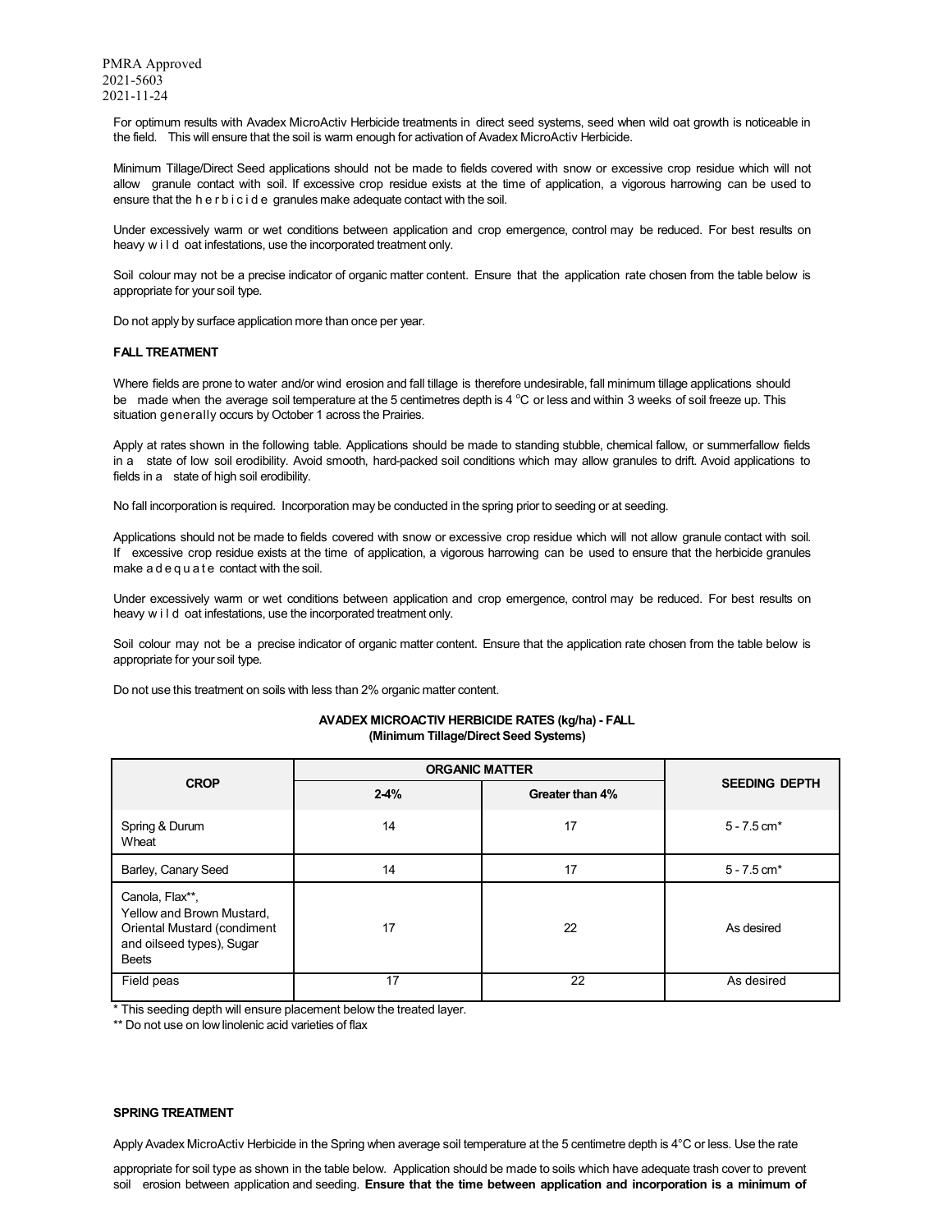For optimum results with Avadex MicroActiv Herbicide treatments in direct seed systems, seed when wild oat growth is noticeable in the field. This will ensure that the soil is warm enough for activation of Avadex MicroActiv Herbicide.

Minimum Tillage/Direct Seed applications should not be made to fields covered with snow or excessive crop residue which will not allow granule contact with soil. If excessive crop residue exists at the time of application, a vigorous harrowing can be used to ensure that the herbicide granules make adequate contact with the soil.

Under excessively warm or wet conditions between application and crop emergence, control may be reduced. For best results on heavy wild oat infestations, use the incorporated treatment only.

Soil colour may not be a precise indicator of organic matter content. Ensure that the application rate chosen from the table below is appropriate for your soil type.

Do not apply by surface application more than once per year.

**FALL TREATMENT**

Where fields are prone to water and/or wind erosion and fall tillage is therefore undesirable, fall minimum tillage applications should be made when the average soil temperature at the 5 centimetres depth is 4 °C or less and within 3 weeks of soil freeze up. This situation generally occurs by October 1 across the Prairies.

Apply at rates shown in the following table. Applications should be made to standing stubble, chemical fallow, or summerfallow fields in a state of low soil erodibility. Avoid smooth, hard-packed soil conditions which may allow granules to drift. Avoid applications to fields in a state of high soil erodibility.

No fall incorporation is required. Incorporation may be conducted in the spring prior to seeding or at seeding.

Applications should not be made to fields covered with snow or excessive crop residue which will not allow granule contact with soil. If excessive crop residue exists at the time of application, a vigorous harrowing can be used to ensure that the herbicide granules make adequate contact with the soil.

Under excessively warm or wet conditions between application and crop emergence, control may be reduced. For best results on heavy wild oat infestations, use the incorporated treatment only.

Soil colour may not be a precise indicator of organic matter content. Ensure that the application rate chosen from the table below is appropriate for your soil type.

Do not use this treatment on soils with less than 2% organic matter content.

**AVADEX MICROACTIV HERBICIDE RATES (kg/ha) - FALL**
**(Minimum Tillage/Direct Seed Systems)**

| CROP | ORGANIC MATTER | | SEEDING DEPTH |
|---|---|---|---|
| | 2-4% | Greater than 4% | |
| Spring & Durum Wheat | 14 | 17 | 5 - 7.5 cm* |
| Barley, Canary Seed | 14 | 17 | 5 - 7.5 cm* |
| Canola, Flax**, Yellow and Brown Mustard, Oriental Mustard (condiment and oilseed types), Sugar Beets | 17 | 22 | As desired |
| Field peas | 17 | 22 | As desired |

\* This seeding depth will ensure placement below the treated layer.

\*\* Do not use on low linolenic acid varieties of flax

**SPRING TREATMENT**

Apply Avadex MicroActiv Herbicide in the Spring when average soil temperature at the 5 centimetre depth is 4°C or less. Use the rate appropriate for soil type as shown in the table below. Application should be made to soils which have adequate trash cover to prevent soil erosion between application and seeding. **Ensure that the time between application and incorporation is a minimum of**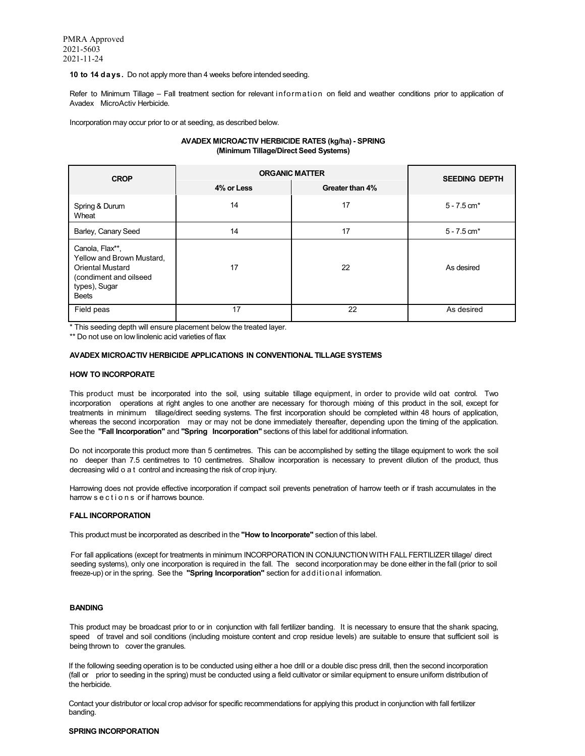PMRA Approved
2021-5603
2021-11-24

**10 to 14 days.** Do not apply more than 4 weeks before intended seeding.

Refer to Minimum Tillage – Fall treatment section for relevant information on field and weather conditions prior to application of Avadex MicroActiv Herbicide.

Incorporation may occur prior to or at seeding, as described below.

**AVADEX MICROACTIV HERBICIDE RATES (kg/ha) - SPRING**
**(Minimum Tillage/Direct Seed Systems)**

| CROP | ORGANIC MATTER | | SEEDING DEPTH |
|---|---|---|---|
| | 4% or Less | Greater than 4% | |
| Spring & Durum Wheat | 14 | 17 | 5 - 7.5 cm* |
| Barley, Canary Seed | 14 | 17 | 5 - 7.5 cm* |
| Canola, Flax**, Yellow and Brown Mustard, Oriental Mustard (condiment and oilseed types), Sugar Beets | 17 | 22 | As desired |
| Field peas | 17 | 22 | As desired |

\* This seeding depth will ensure placement below the treated layer.
\** Do not use on low linolenic acid varieties of flax

**AVADEX MICROACTIV HERBICIDE APPLICATIONS IN CONVENTIONAL TILLAGE SYSTEMS**

**HOW TO INCORPORATE**

This product must be incorporated into the soil, using suitable tillage equipment, in order to provide wild oat control. Two incorporation operations at right angles to one another are necessary for thorough mixing of this product in the soil, except for treatments in minimum tillage/direct seeding systems. The first incorporation should be completed within 48 hours of application, whereas the second incorporation may or may not be done immediately thereafter, depending upon the timing of the application. See the **"Fall Incorporation"** and **"Spring Incorporation"** sections of this label for additional information.

Do not incorporate this product more than 5 centimetres. This can be accomplished by setting the tillage equipment to work the soil no deeper than 7.5 centimetres to 10 centimetres. Shallow incorporation is necessary to prevent dilution of the product, thus decreasing wild oat control and increasing the risk of crop injury.

Harrowing does not provide effective incorporation if compact soil prevents penetration of harrow teeth or if trash accumulates in the harrow sections or if harrows bounce.

**FALL INCORPORATION**

This product must be incorporated as described in the **"How to Incorporate"** section of this label.

For fall applications (except for treatments in minimum INCORPORATION IN CONJUNCTION WITH FALL FERTILIZER tillage/ direct seeding systems), only one incorporation is required in the fall. The second incorporation may be done either in the fall (prior to soil freeze-up) or in the spring. See the **"Spring Incorporation"** section for additional information.

**BANDING**

This product may be broadcast prior to or in conjunction with fall fertilizer banding. It is necessary to ensure that the shank spacing, speed of travel and soil conditions (including moisture content and crop residue levels) are suitable to ensure that sufficient soil is being thrown to cover the granules.

If the following seeding operation is to be conducted using either a hoe drill or a double disc press drill, then the second incorporation (fall or prior to seeding in the spring) must be conducted using a field cultivator or similar equipment to ensure uniform distribution of the herbicide.

Contact your distributor or local crop advisor for specific recommendations for applying this product in conjunction with fall fertilizer banding.

**SPRING INCORPORATION**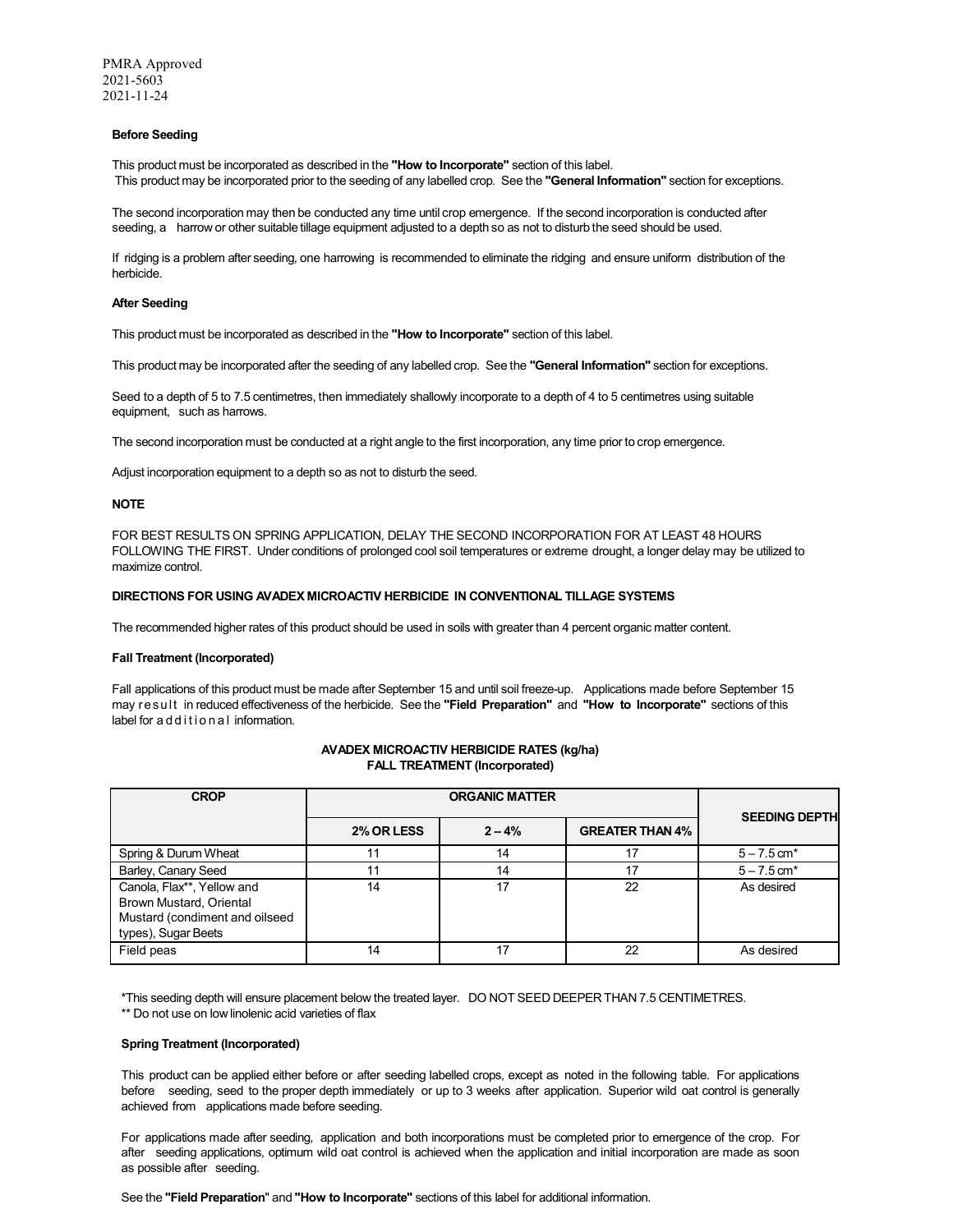PMRA Approved
2021-5603
2021-11-24

**Before Seeding**

This product must be incorporated as described in the **"How to Incorporate"** section of this label.
This product may be incorporated prior to the seeding of any labelled crop. See the **"General Information"** section for exceptions.

The second incorporation may then be conducted any time until crop emergence. If the second incorporation is conducted after seeding, a harrow or other suitable tillage equipment adjusted to a depth so as not to disturb the seed should be used.

If ridging is a problem after seeding, one harrowing is recommended to eliminate the ridging and ensure uniform distribution of the herbicide.

**After Seeding**

This product must be incorporated as described in the **"How to Incorporate"** section of this label.

This product may be incorporated after the seeding of any labelled crop. See the **"General Information"** section for exceptions.

Seed to a depth of 5 to 7.5 centimetres, then immediately shallowly incorporate to a depth of 4 to 5 centimetres using suitable equipment, such as harrows.

The second incorporation must be conducted at a right angle to the first incorporation, any time prior to crop emergence.

Adjust incorporation equipment to a depth so as not to disturb the seed.

**NOTE**

FOR BEST RESULTS ON SPRING APPLICATION, DELAY THE SECOND INCORPORATION FOR AT LEAST 48 HOURS FOLLOWING THE FIRST. Under conditions of prolonged cool soil temperatures or extreme drought, a longer delay may be utilized to maximize control.

**DIRECTIONS FOR USING AVADEX MICROACTIV HERBICIDE IN CONVENTIONAL TILLAGE SYSTEMS**

The recommended higher rates of this product should be used in soils with greater than 4 percent organic matter content.

**Fall Treatment (Incorporated)**

Fall applications of this product must be made after September 15 and until soil freeze-up. Applications made before September 15 may result in reduced effectiveness of the herbicide. See the **"Field Preparation"** and **"How to Incorporate"** sections of this label for additional information.

**AVADEX MICROACTIV HERBICIDE RATES (kg/ha)**
**FALL TREATMENT (Incorporated)**

| CROP | ORGANIC MATTER | | | SEEDING DEPTH |
|---|---|---|---|---|
| | 2% OR LESS | 2 – 4% | GREATER THAN 4% | |
| Spring & Durum Wheat | 11 | 14 | 17 | 5 – 7.5 cm* |
| Barley, Canary Seed | 11 | 14 | 17 | 5 – 7.5 cm* |
| Canola, Flax**, Yellow and Brown Mustard, Oriental Mustard (condiment and oilseed types), Sugar Beets | 14 | 17 | 22 | As desired |
| Field peas | 14 | 17 | 22 | As desired |

*This seeding depth will ensure placement below the treated layer. DO NOT SEED DEEPER THAN 7.5 CENTIMETRES.
** Do not use on low linolenic acid varieties of flax

**Spring Treatment (Incorporated)**

This product can be applied either before or after seeding labelled crops, except as noted in the following table. For applications before seeding, seed to the proper depth immediately or up to 3 weeks after application. Superior wild oat control is generally achieved from applications made before seeding.

For applications made after seeding, application and both incorporations must be completed prior to emergence of the crop. For after seeding applications, optimum wild oat control is achieved when the application and initial incorporation are made as soon as possible after seeding.

See the **"Field Preparation"** and **"How to Incorporate"** sections of this label for additional information.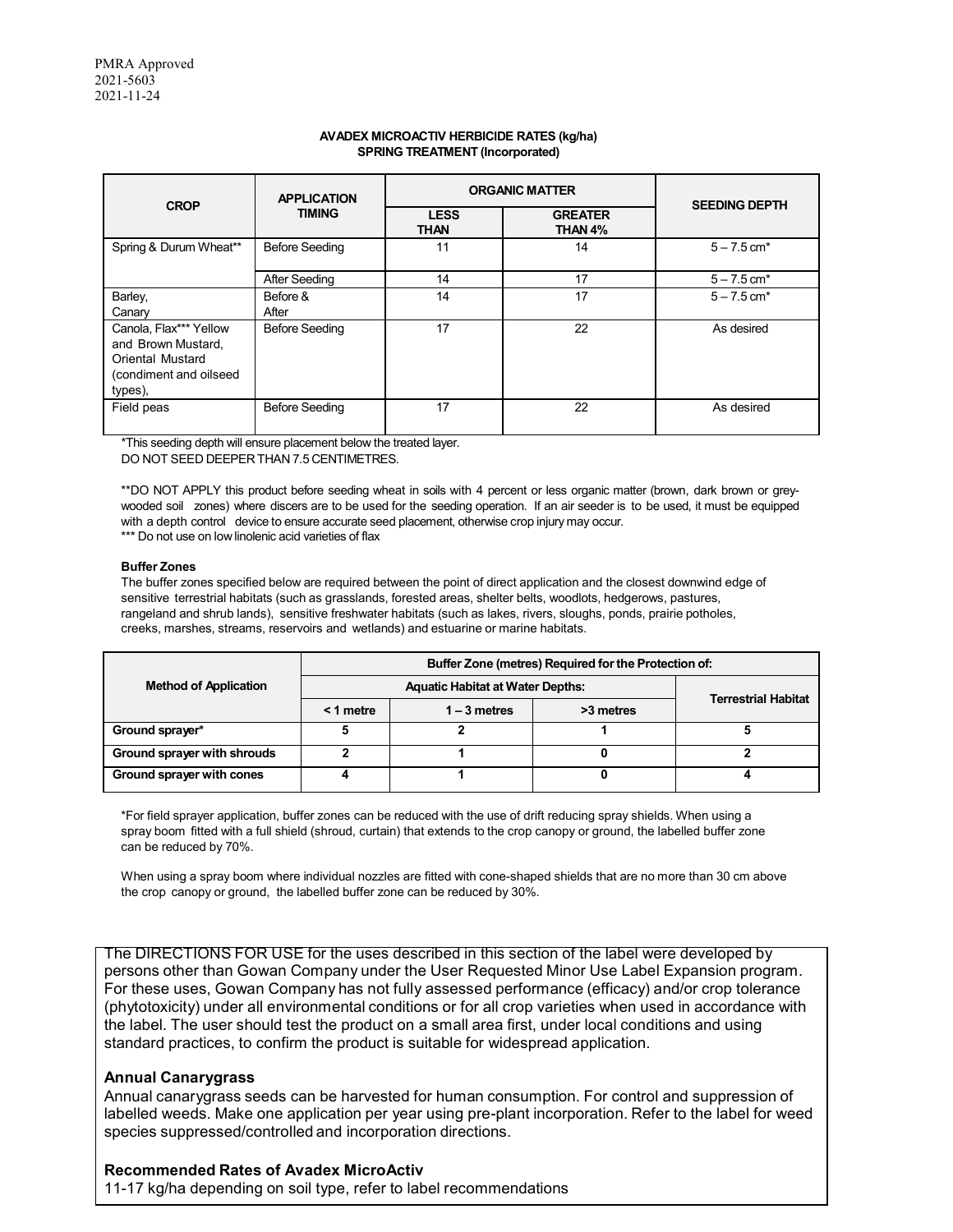PMRA Approved
2021-5603
2021-11-24

**AVADEX MICROACTIV HERBICIDE RATES (kg/ha)**
**SPRING TREATMENT (Incorporated)**

| CROP | APPLICATION TIMING | ORGANIC MATTER | | SEEDING DEPTH |
|---|---|---|---|---|
| | | LESS THAN | GREATER THAN 4% | |
| Spring & Durum Wheat** | Before Seeding | 11 | 14 | 5 – 7.5 cm* |
| | After Seeding | 14 | 17 | 5 – 7.5 cm* |
| Barley, Canary | Before & After | 14 | 17 | 5 – 7.5 cm* |
| Canola, Flax*** Yellow and Brown Mustard, Oriental Mustard (condiment and oilseed types), | Before Seeding | 17 | 22 | As desired |
| Field peas | Before Seeding | 17 | 22 | As desired |

*This seeding depth will ensure placement below the treated layer.
DO NOT SEED DEEPER THAN 7.5 CENTIMETRES.

**DO NOT APPLY this product before seeding wheat in soils with 4 percent or less organic matter (brown, dark brown or grey-wooded soil zones) where discers are to be used for the seeding operation. If an air seeder is to be used, it must be equipped with a depth control device to ensure accurate seed placement, otherwise crop injury may occur.
*** Do not use on low linolenic acid varieties of flax

**Buffer Zones**

The buffer zones specified below are required between the point of direct application and the closest downwind edge of sensitive terrestrial habitats (such as grasslands, forested areas, shelter belts, woodlots, hedgerows, pastures, rangeland and shrub lands), sensitive freshwater habitats (such as lakes, rivers, sloughs, ponds, prairie potholes, creeks, marshes, streams, reservoirs and wetlands) and estuarine or marine habitats.

| Method of Application | Buffer Zone (metres) Required for the Protection of: | | | |
|---|---|---|---|---|
| | Aquatic Habitat at Water Depths: | | | Terrestrial Habitat |
| | < 1 metre | 1 – 3 metres | >3 metres | |
| **Ground sprayer*** | 5 | 2 | 1 | 5 |
| **Ground sprayer with shrouds** | 2 | 1 | 0 | 2 |
| **Ground sprayer with cones** | 4 | 1 | 0 | 4 |

*For field sprayer application, buffer zones can be reduced with the use of drift reducing spray shields. When using a spray boom fitted with a full shield (shroud, curtain) that extends to the crop canopy or ground, the labelled buffer zone can be reduced by 70%.

When using a spray boom where individual nozzles are fitted with cone-shaped shields that are no more than 30 cm above the crop canopy or ground, the labelled buffer zone can be reduced by 30%.

The DIRECTIONS FOR USE for the uses described in this section of the label were developed by persons other than Gowan Company under the User Requested Minor Use Label Expansion program. For these uses, Gowan Company has not fully assessed performance (efficacy) and/or crop tolerance (phytotoxicity) under all environmental conditions or for all crop varieties when used in accordance with the label. The user should test the product on a small area first, under local conditions and using standard practices, to confirm the product is suitable for widespread application.

**Annual Canarygrass**

Annual canarygrass seeds can be harvested for human consumption. For control and suppression of labelled weeds. Make one application per year using pre-plant incorporation. Refer to the label for weed species suppressed/controlled and incorporation directions.

**Recommended Rates of Avadex MicroActiv**

11-17 kg/ha depending on soil type, refer to label recommendations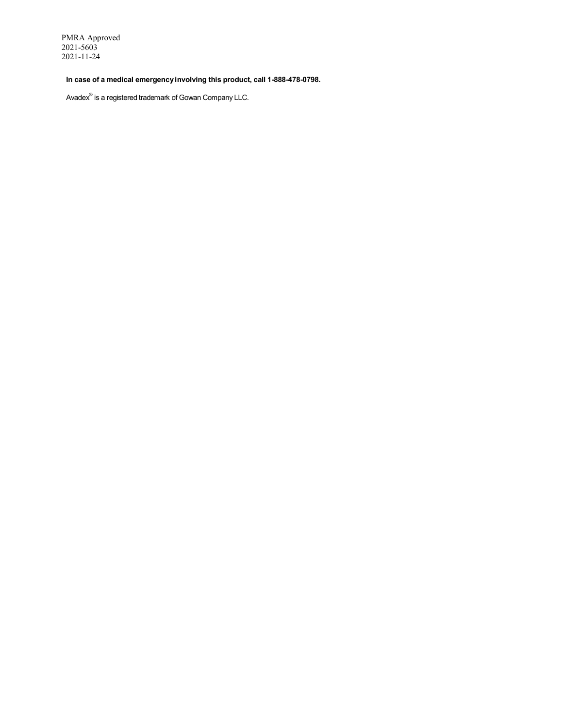PMRA Approved
2021-5603
2021-11-24

**In case of a medical emergency involving this product, call 1-888-478-0798.**

Avadex® is a registered trademark of Gowan Company LLC.